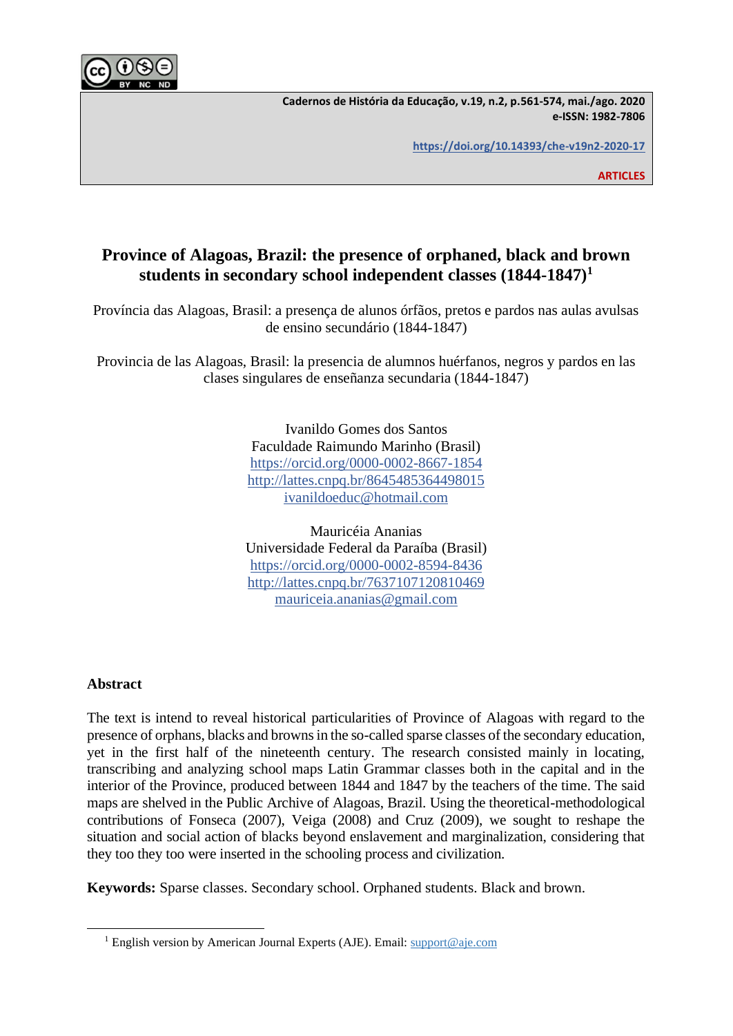Cadernos de História da Educação, v.19, n.2, p.561-574, mai./ago. 2020
e-ISSN: 1982-7806

https://doi.org/10.14393/che-v19n2-2020-17

**ARTICLES**

# Province of Alagoas, Brazil: the presence of orphaned, black and brown students in secondary school independent classes (1844-1847)[1]

Província das Alagoas, Brasil: a presença de alunos órfãos, pretos e pardos nas aulas avulsas de ensino secundário (1844-1847)

Provincia de las Alagoas, Brasil: la presencia de alumnos huérfanos, negros y pardos en las clases singulares de enseñanza secundaria (1844-1847)

Ivanildo Gomes dos Santos
Faculdade Raimundo Marinho (Brasil)
https://orcid.org/0000-0002-8667-1854
http://lattes.cnpq.br/8645485364498015
ivanildoeduc@hotmail.com

Mauricéia Ananias
Universidade Federal da Paraíba (Brasil)
https://orcid.org/0000-0002-8594-8436
http://lattes.cnpq.br/7637107120810469
mauriceia.ananias@gmail.com

## Abstract

The text is intend to reveal historical particularities of Province of Alagoas with regard to the presence of orphans, blacks and browns in the so-called sparse classes of the secondary education, yet in the first half of the nineteenth century. The research consisted mainly in locating, transcribing and analyzing school maps Latin Grammar classes both in the capital and in the interior of the Province, produced between 1844 and 1847 by the teachers of the time. The said maps are shelved in the Public Archive of Alagoas, Brazil. Using the theoretical-methodological contributions of Fonseca (2007), Veiga (2008) and Cruz (2009), we sought to reshape the situation and social action of blacks beyond enslavement and marginalization, considering that they too they too were inserted in the schooling process and civilization.

**Keywords:** Sparse classes. Secondary school. Orphaned students. Black and brown.

[1] English version by American Journal Experts (AJE). Email: support@aje.com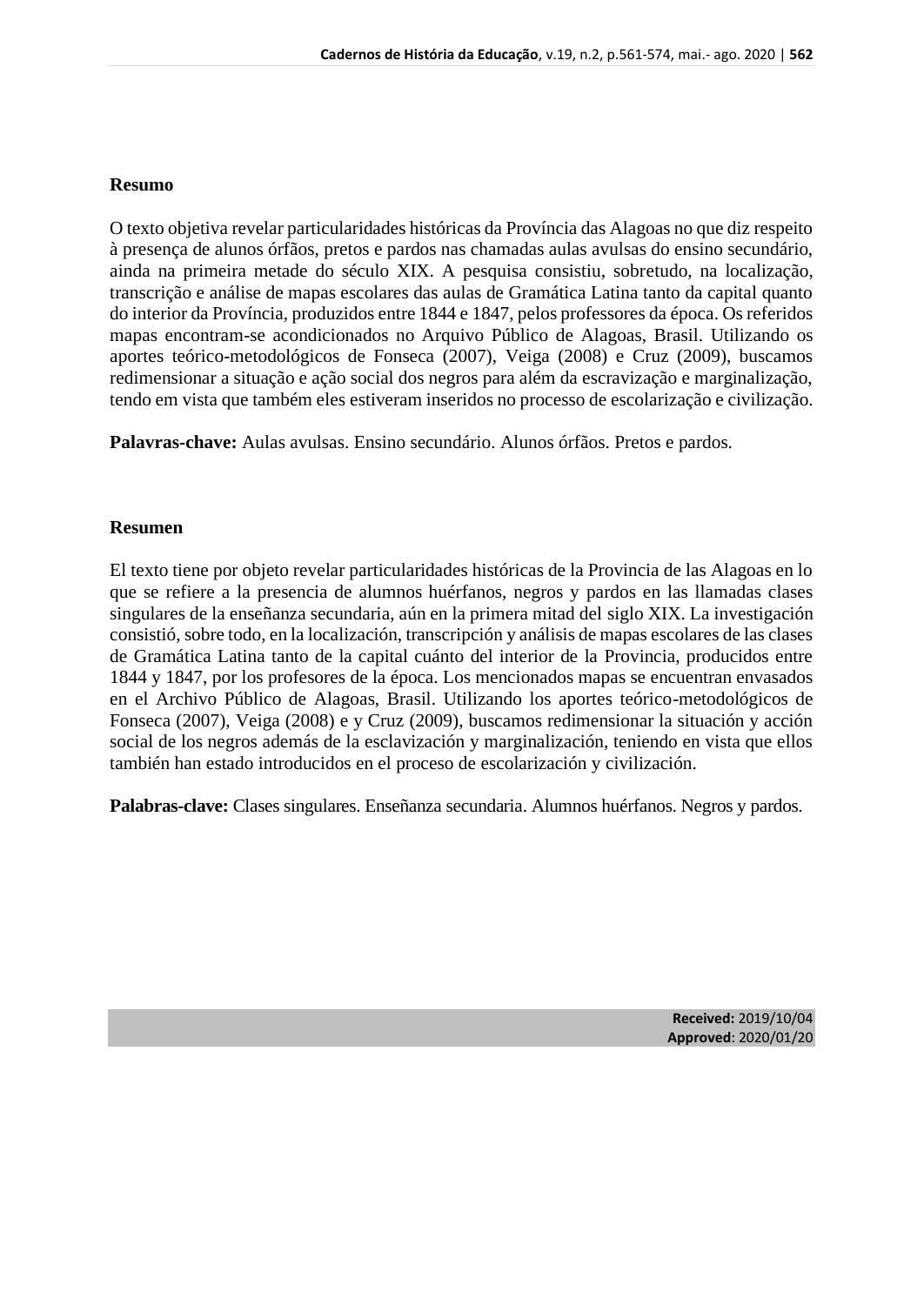**Resumo**

O texto objetiva revelar particularidades históricas da Província das Alagoas no que diz respeito à presença de alunos órfãos, pretos e pardos nas chamadas aulas avulsas do ensino secundário, ainda na primeira metade do século XIX. A pesquisa consistiu, sobretudo, na localização, transcrição e análise de mapas escolares das aulas de Gramática Latina tanto da capital quanto do interior da Província, produzidos entre 1844 e 1847, pelos professores da época. Os referidos mapas encontram-se acondicionados no Arquivo Público de Alagoas, Brasil. Utilizando os aportes teórico-metodológicos de Fonseca (2007), Veiga (2008) e Cruz (2009), buscamos redimensionar a situação e ação social dos negros para além da escravização e marginalização, tendo em vista que também eles estiveram inseridos no processo de escolarização e civilização.

**Palavras-chave:** Aulas avulsas. Ensino secundário. Alunos órfãos. Pretos e pardos.

**Resumen**

El texto tiene por objeto revelar particularidades históricas de la Provincia de las Alagoas en lo que se refiere a la presencia de alumnos huérfanos, negros y pardos en las llamadas clases singulares de la enseñanza secundaria, aún en la primera mitad del siglo XIX. La investigación consistió, sobre todo, en la localización, transcripción y análisis de mapas escolares de las clases de Gramática Latina tanto de la capital cuánto del interior de la Provincia, producidos entre 1844 y 1847, por los profesores de la época. Los mencionados mapas se encuentran envasados en el Archivo Público de Alagoas, Brasil. Utilizando los aportes teórico-metodológicos de Fonseca (2007), Veiga (2008) e y Cruz (2009), buscamos redimensionar la situación y acción social de los negros además de la esclavización y marginalización, teniendo en vista que ellos también han estado introducidos en el proceso de escolarización y civilización.

**Palabras-clave:** Clases singulares. Enseñanza secundaria. Alumnos huérfanos. Negros y pardos.

**Received:** 2019/10/04
**Approved**: 2020/01/20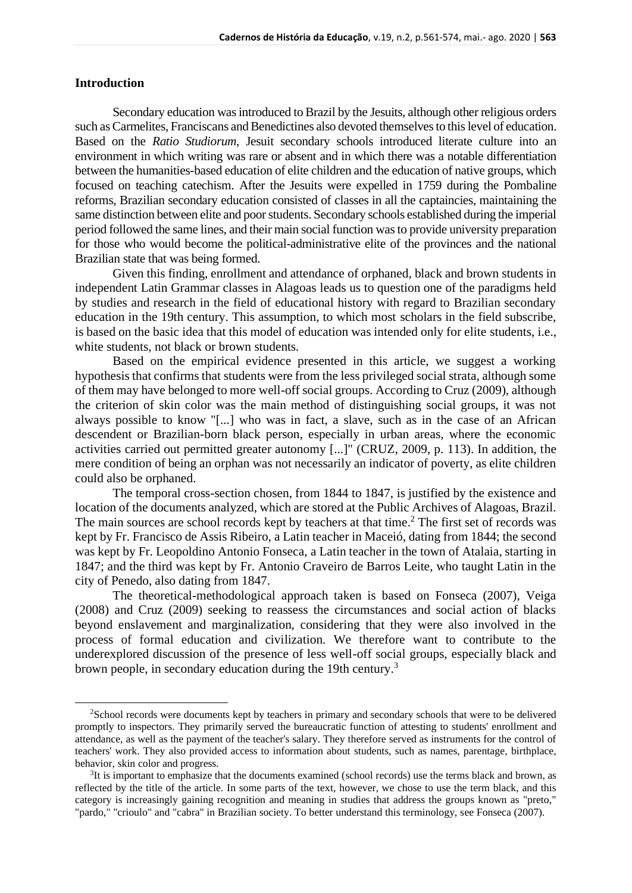## Introduction

Secondary education was introduced to Brazil by the Jesuits, although other religious orders such as Carmelites, Franciscans and Benedictines also devoted themselves to this level of education. Based on the *Ratio Studiorum*, Jesuit secondary schools introduced literate culture into an environment in which writing was rare or absent and in which there was a notable differentiation between the humanities-based education of elite children and the education of native groups, which focused on teaching catechism. After the Jesuits were expelled in 1759 during the Pombaline reforms, Brazilian secondary education consisted of classes in all the captaincies, maintaining the same distinction between elite and poor students. Secondary schools established during the imperial period followed the same lines, and their main social function was to provide university preparation for those who would become the political-administrative elite of the provinces and the national Brazilian state that was being formed.

Given this finding, enrollment and attendance of orphaned, black and brown students in independent Latin Grammar classes in Alagoas leads us to question one of the paradigms held by studies and research in the field of educational history with regard to Brazilian secondary education in the 19th century. This assumption, to which most scholars in the field subscribe, is based on the basic idea that this model of education was intended only for elite students, i.e., white students, not black or brown students.

Based on the empirical evidence presented in this article, we suggest a working hypothesis that confirms that students were from the less privileged social strata, although some of them may have belonged to more well-off social groups. According to Cruz (2009), although the criterion of skin color was the main method of distinguishing social groups, it was not always possible to know "[...] who was in fact, a slave, such as in the case of an African descendent or Brazilian-born black person, especially in urban areas, where the economic activities carried out permitted greater autonomy [...]" (CRUZ, 2009, p. 113). In addition, the mere condition of being an orphan was not necessarily an indicator of poverty, as elite children could also be orphaned.

The temporal cross-section chosen, from 1844 to 1847, is justified by the existence and location of the documents analyzed, which are stored at the Public Archives of Alagoas, Brazil. The main sources are school records kept by teachers at that time.[2] The first set of records was kept by Fr. Francisco de Assis Ribeiro, a Latin teacher in Maceió, dating from 1844; the second was kept by Fr. Leopoldino Antonio Fonseca, a Latin teacher in the town of Atalaia, starting in 1847; and the third was kept by Fr. Antonio Craveiro de Barros Leite, who taught Latin in the city of Penedo, also dating from 1847.

The theoretical-methodological approach taken is based on Fonseca (2007), Veiga (2008) and Cruz (2009) seeking to reassess the circumstances and social action of blacks beyond enslavement and marginalization, considering that they were also involved in the process of formal education and civilization. We therefore want to contribute to the underexplored discussion of the presence of less well-off social groups, especially black and brown people, in secondary education during the 19th century.[3]

---

[2]School records were documents kept by teachers in primary and secondary schools that were to be delivered promptly to inspectors. They primarily served the bureaucratic function of attesting to students' enrollment and attendance, as well as the payment of the teacher's salary. They therefore served as instruments for the control of teachers' work. They also provided access to information about students, such as names, parentage, birthplace, behavior, skin color and progress.

[3]It is important to emphasize that the documents examined (school records) use the terms black and brown, as reflected by the title of the article. In some parts of the text, however, we chose to use the term black, and this category is increasingly gaining recognition and meaning in studies that address the groups known as "preto," "pardo," "crioulo" and "cabra" in Brazilian society. To better understand this terminology, see Fonseca (2007).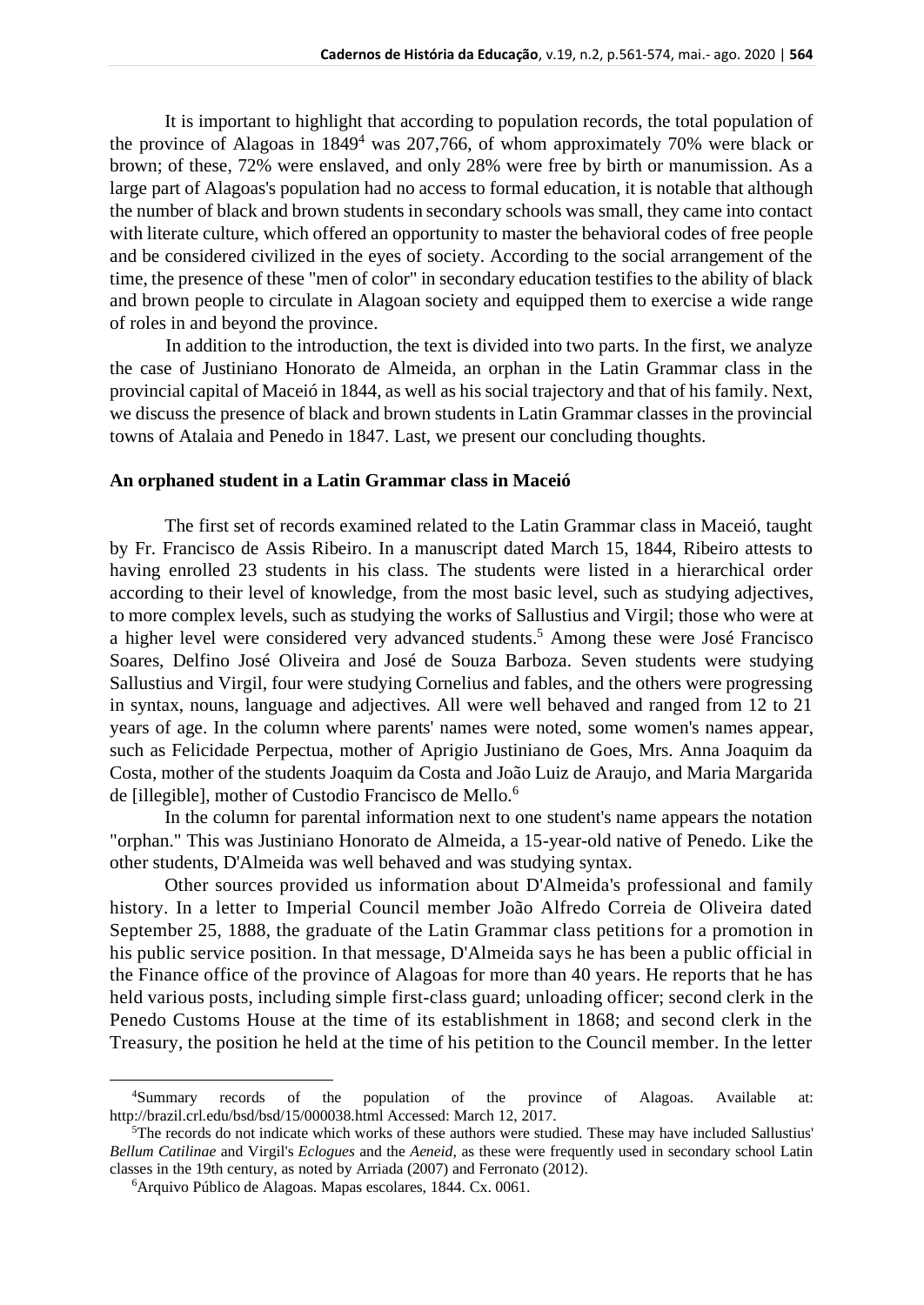It is important to highlight that according to population records, the total population of the province of Alagoas in 1849[4] was 207,766, of whom approximately 70% were black or brown; of these, 72% were enslaved, and only 28% were free by birth or manumission. As a large part of Alagoas's population had no access to formal education, it is notable that although the number of black and brown students in secondary schools was small, they came into contact with literate culture, which offered an opportunity to master the behavioral codes of free people and be considered civilized in the eyes of society. According to the social arrangement of the time, the presence of these "men of color" in secondary education testifies to the ability of black and brown people to circulate in Alagoan society and equipped them to exercise a wide range of roles in and beyond the province.

In addition to the introduction, the text is divided into two parts. In the first, we analyze the case of Justiniano Honorato de Almeida, an orphan in the Latin Grammar class in the provincial capital of Maceió in 1844, as well as his social trajectory and that of his family. Next, we discuss the presence of black and brown students in Latin Grammar classes in the provincial towns of Atalaia and Penedo in 1847. Last, we present our concluding thoughts.

**An orphaned student in a Latin Grammar class in Maceió**

The first set of records examined related to the Latin Grammar class in Maceió, taught by Fr. Francisco de Assis Ribeiro. In a manuscript dated March 15, 1844, Ribeiro attests to having enrolled 23 students in his class. The students were listed in a hierarchical order according to their level of knowledge, from the most basic level, such as studying adjectives, to more complex levels, such as studying the works of Sallustius and Virgil; those who were at a higher level were considered very advanced students.[5] Among these were José Francisco Soares, Delfino José Oliveira and José de Souza Barboza. Seven students were studying Sallustius and Virgil, four were studying Cornelius and fables, and the others were progressing in syntax, nouns, language and adjectives. All were well behaved and ranged from 12 to 21 years of age. In the column where parents' names were noted, some women's names appear, such as Felicidade Perpectua, mother of Aprigio Justiniano de Goes, Mrs. Anna Joaquim da Costa, mother of the students Joaquim da Costa and João Luiz de Araujo, and Maria Margarida de [illegible], mother of Custodio Francisco de Mello.[6]

In the column for parental information next to one student's name appears the notation "orphan." This was Justiniano Honorato de Almeida, a 15-year-old native of Penedo. Like the other students, D'Almeida was well behaved and was studying syntax.

Other sources provided us information about D'Almeida's professional and family history. In a letter to Imperial Council member João Alfredo Correia de Oliveira dated September 25, 1888, the graduate of the Latin Grammar class petitions for a promotion in his public service position. In that message, D'Almeida says he has been a public official in the Finance office of the province of Alagoas for more than 40 years. He reports that he has held various posts, including simple first-class guard; unloading officer; second clerk in the Penedo Customs House at the time of its establishment in 1868; and second clerk in the Treasury, the position he held at the time of his petition to the Council member. In the letter

---

[4] Summary records of the population of the province of Alagoas. Available at: http://brazil.crl.edu/bsd/bsd/15/000038.html Accessed: March 12, 2017.

[5] The records do not indicate which works of these authors were studied. These may have included Sallustius' *Bellum Catilinae* and Virgil's *Eclogues* and the *Aeneid*, as these were frequently used in secondary school Latin classes in the 19th century, as noted by Arriada (2007) and Ferronato (2012).

[6] Arquivo Público de Alagoas. Mapas escolares, 1844. Cx. 0061.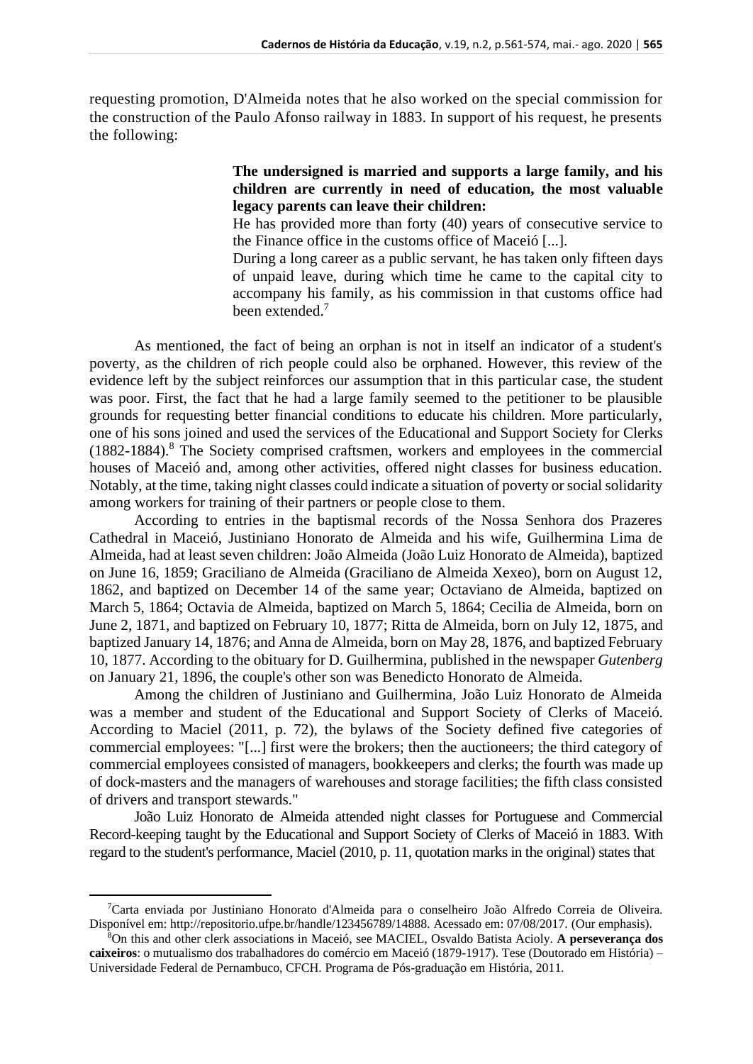requesting promotion, D'Almeida notes that he also worked on the special commission for the construction of the Paulo Afonso railway in 1883. In support of his request, he presents the following:

> **The undersigned is married and supports a large family, and his children are currently in need of education, the most valuable legacy parents can leave their children:**
>
> He has provided more than forty (40) years of consecutive service to the Finance office in the customs office of Maceió [...].
>
> During a long career as a public servant, he has taken only fifteen days of unpaid leave, during which time he came to the capital city to accompany his family, as his commission in that customs office had been extended.[7]

As mentioned, the fact of being an orphan is not in itself an indicator of a student's poverty, as the children of rich people could also be orphaned. However, this review of the evidence left by the subject reinforces our assumption that in this particular case, the student was poor. First, the fact that he had a large family seemed to the petitioner to be plausible grounds for requesting better financial conditions to educate his children. More particularly, one of his sons joined and used the services of the Educational and Support Society for Clerks (1882-1884).[8] The Society comprised craftsmen, workers and employees in the commercial houses of Maceió and, among other activities, offered night classes for business education. Notably, at the time, taking night classes could indicate a situation of poverty or social solidarity among workers for training of their partners or people close to them.

According to entries in the baptismal records of the Nossa Senhora dos Prazeres Cathedral in Maceió, Justiniano Honorato de Almeida and his wife, Guilhermina Lima de Almeida, had at least seven children: João Almeida (João Luiz Honorato de Almeida), baptized on June 16, 1859; Graciliano de Almeida (Graciliano de Almeida Xexeo), born on August 12, 1862, and baptized on December 14 of the same year; Octaviano de Almeida, baptized on March 5, 1864; Octavia de Almeida, baptized on March 5, 1864; Cecilia de Almeida, born on June 2, 1871, and baptized on February 10, 1877; Ritta de Almeida, born on July 12, 1875, and baptized January 14, 1876; and Anna de Almeida, born on May 28, 1876, and baptized February 10, 1877. According to the obituary for D. Guilhermina, published in the newspaper *Gutenberg* on January 21, 1896, the couple's other son was Benedicto Honorato de Almeida.

Among the children of Justiniano and Guilhermina, João Luiz Honorato de Almeida was a member and student of the Educational and Support Society of Clerks of Maceió. According to Maciel (2011, p. 72), the bylaws of the Society defined five categories of commercial employees: "[...] first were the brokers; then the auctioneers; the third category of commercial employees consisted of managers, bookkeepers and clerks; the fourth was made up of dock-masters and the managers of warehouses and storage facilities; the fifth class consisted of drivers and transport stewards."

João Luiz Honorato de Almeida attended night classes for Portuguese and Commercial Record-keeping taught by the Educational and Support Society of Clerks of Maceió in 1883. With regard to the student's performance, Maciel (2010, p. 11, quotation marks in the original) states that

---

[7]Carta enviada por Justiniano Honorato d'Almeida para o conselheiro João Alfredo Correia de Oliveira. Disponível em: http://repositorio.ufpe.br/handle/123456789/14888. Acessado em: 07/08/2017. (Our emphasis).

[8]On this and other clerk associations in Maceió, see MACIEL, Osvaldo Batista Acioly. **A perseverança dos caixeiros**: o mutualismo dos trabalhadores do comércio em Maceió (1879-1917). Tese (Doutorado em História) – Universidade Federal de Pernambuco, CFCH. Programa de Pós-graduação em História, 2011.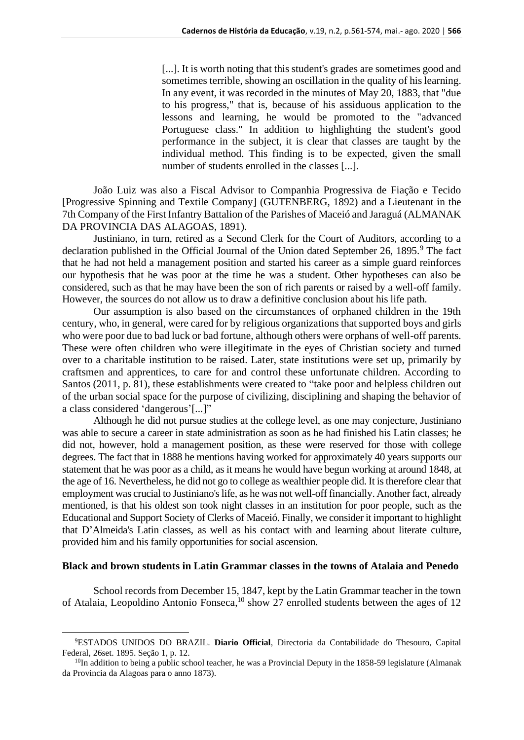> [...]. It is worth noting that this student's grades are sometimes good and sometimes terrible, showing an oscillation in the quality of his learning. In any event, it was recorded in the minutes of May 20, 1883, that "due to his progress," that is, because of his assiduous application to the lessons and learning, he would be promoted to the "advanced Portuguese class." In addition to highlighting the student's good performance in the subject, it is clear that classes are taught by the individual method. This finding is to be expected, given the small number of students enrolled in the classes [...].

João Luiz was also a Fiscal Advisor to Companhia Progressiva de Fiação e Tecido [Progressive Spinning and Textile Company] (GUTENBERG, 1892) and a Lieutenant in the 7th Company of the First Infantry Battalion of the Parishes of Maceió and Jaraguá (ALMANAK DA PROVINCIA DAS ALAGOAS, 1891).

Justiniano, in turn, retired as a Second Clerk for the Court of Auditors, according to a declaration published in the Official Journal of the Union dated September 26, 1895.[9] The fact that he had not held a management position and started his career as a simple guard reinforces our hypothesis that he was poor at the time he was a student. Other hypotheses can also be considered, such as that he may have been the son of rich parents or raised by a well-off family. However, the sources do not allow us to draw a definitive conclusion about his life path.

Our assumption is also based on the circumstances of orphaned children in the 19th century, who, in general, were cared for by religious organizations that supported boys and girls who were poor due to bad luck or bad fortune, although others were orphans of well-off parents. These were often children who were illegitimate in the eyes of Christian society and turned over to a charitable institution to be raised. Later, state institutions were set up, primarily by craftsmen and apprentices, to care for and control these unfortunate children. According to Santos (2011, p. 81), these establishments were created to "take poor and helpless children out of the urban social space for the purpose of civilizing, disciplining and shaping the behavior of a class considered 'dangerous'[...]"

Although he did not pursue studies at the college level, as one may conjecture, Justiniano was able to secure a career in state administration as soon as he had finished his Latin classes; he did not, however, hold a management position, as these were reserved for those with college degrees. The fact that in 1888 he mentions having worked for approximately 40 years supports our statement that he was poor as a child, as it means he would have begun working at around 1848, at the age of 16. Nevertheless, he did not go to college as wealthier people did. It is therefore clear that employment was crucial to Justiniano's life, as he was not well-off financially. Another fact, already mentioned, is that his oldest son took night classes in an institution for poor people, such as the Educational and Support Society of Clerks of Maceió. Finally, we consider it important to highlight that D'Almeida's Latin classes, as well as his contact with and learning about literate culture, provided him and his family opportunities for social ascension.

**Black and brown students in Latin Grammar classes in the towns of Atalaia and Penedo**

School records from December 15, 1847, kept by the Latin Grammar teacher in the town of Atalaia, Leopoldino Antonio Fonseca,[10] show 27 enrolled students between the ages of 12

---

[9] ESTADOS UNIDOS DO BRAZIL. **Diario Official**, Directoria da Contabilidade do Thesouro, Capital Federal, 26set. 1895. Seção 1, p. 12.

[10] In addition to being a public school teacher, he was a Provincial Deputy in the 1858-59 legislature (Almanak da Provincia da Alagoas para o anno 1873).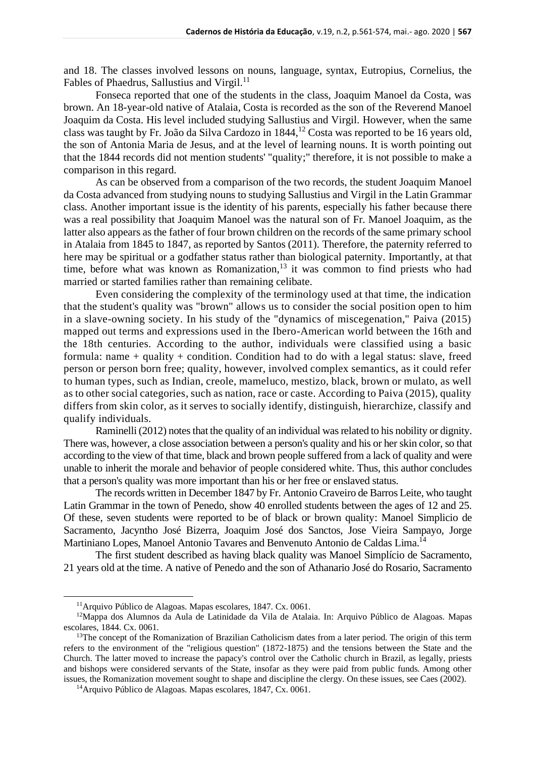and 18. The classes involved lessons on nouns, language, syntax, Eutropius, Cornelius, the Fables of Phaedrus, Sallustius and Virgil.[11]

Fonseca reported that one of the students in the class, Joaquim Manoel da Costa, was brown. An 18-year-old native of Atalaia, Costa is recorded as the son of the Reverend Manoel Joaquim da Costa. His level included studying Sallustius and Virgil. However, when the same class was taught by Fr. João da Silva Cardozo in 1844,[12] Costa was reported to be 16 years old, the son of Antonia Maria de Jesus, and at the level of learning nouns. It is worth pointing out that the 1844 records did not mention students' "quality;" therefore, it is not possible to make a comparison in this regard.

As can be observed from a comparison of the two records, the student Joaquim Manoel da Costa advanced from studying nouns to studying Sallustius and Virgil in the Latin Grammar class. Another important issue is the identity of his parents, especially his father because there was a real possibility that Joaquim Manoel was the natural son of Fr. Manoel Joaquim, as the latter also appears as the father of four brown children on the records of the same primary school in Atalaia from 1845 to 1847, as reported by Santos (2011). Therefore, the paternity referred to here may be spiritual or a godfather status rather than biological paternity. Importantly, at that time, before what was known as Romanization,[13] it was common to find priests who had married or started families rather than remaining celibate.

Even considering the complexity of the terminology used at that time, the indication that the student's quality was "brown" allows us to consider the social position open to him in a slave-owning society. In his study of the "dynamics of miscegenation," Paiva (2015) mapped out terms and expressions used in the Ibero-American world between the 16th and the 18th centuries. According to the author, individuals were classified using a basic formula: name + quality + condition. Condition had to do with a legal status: slave, freed person or person born free; quality, however, involved complex semantics, as it could refer to human types, such as Indian, creole, mameluco, mestizo, black, brown or mulato, as well as to other social categories, such as nation, race or caste. According to Paiva (2015), quality differs from skin color, as it serves to socially identify, distinguish, hierarchize, classify and qualify individuals.

Raminelli (2012) notes that the quality of an individual was related to his nobility or dignity. There was, however, a close association between a person's quality and his or her skin color, so that according to the view of that time, black and brown people suffered from a lack of quality and were unable to inherit the morale and behavior of people considered white. Thus, this author concludes that a person's quality was more important than his or her free or enslaved status.

The records written in December 1847 by Fr. Antonio Craveiro de Barros Leite, who taught Latin Grammar in the town of Penedo, show 40 enrolled students between the ages of 12 and 25. Of these, seven students were reported to be of black or brown quality: Manoel Simplicio de Sacramento, Jacyntho José Bizerra, Joaquim José dos Sanctos, Jose Vieira Sampayo, Jorge Martiniano Lopes, Manoel Antonio Tavares and Benvenuto Antonio de Caldas Lima.[14]

The first student described as having black quality was Manoel Simplício de Sacramento, 21 years old at the time. A native of Penedo and the son of Athanario José do Rosario, Sacramento

---

[11] Arquivo Público de Alagoas. Mapas escolares, 1847. Cx. 0061.

[12] Mappa dos Alumnos da Aula de Latinidade da Vila de Atalaia. In: Arquivo Público de Alagoas. Mapas escolares, 1844. Cx. 0061.

[13] The concept of the Romanization of Brazilian Catholicism dates from a later period. The origin of this term refers to the environment of the "religious question" (1872-1875) and the tensions between the State and the Church. The latter moved to increase the papacy's control over the Catholic church in Brazil, as legally, priests and bishops were considered servants of the State, insofar as they were paid from public funds. Among other issues, the Romanization movement sought to shape and discipline the clergy. On these issues, see Caes (2002).

[14] Arquivo Público de Alagoas. Mapas escolares, 1847, Cx. 0061.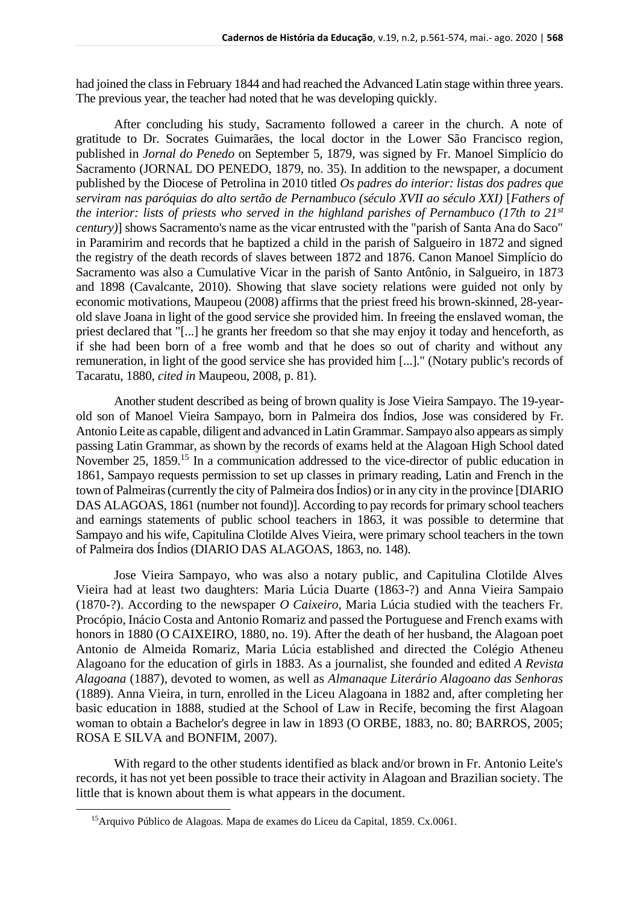had joined the class in February 1844 and had reached the Advanced Latin stage within three years. The previous year, the teacher had noted that he was developing quickly.

After concluding his study, Sacramento followed a career in the church. A note of gratitude to Dr. Socrates Guimarães, the local doctor in the Lower São Francisco region, published in *Jornal do Penedo* on September 5, 1879, was signed by Fr. Manoel Simplício do Sacramento (JORNAL DO PENEDO, 1879, no. 35). In addition to the newspaper, a document published by the Diocese of Petrolina in 2010 titled *Os padres do interior: listas dos padres que serviram nas paróquias do alto sertão de Pernambuco (século XVII ao século XXI)* [*Fathers of the interior: lists of priests who served in the highland parishes of Pernambuco (17th to 21st century)*] shows Sacramento's name as the vicar entrusted with the "parish of Santa Ana do Saco" in Paramirim and records that he baptized a child in the parish of Salgueiro in 1872 and signed the registry of the death records of slaves between 1872 and 1876. Canon Manoel Simplício do Sacramento was also a Cumulative Vicar in the parish of Santo Antônio, in Salgueiro, in 1873 and 1898 (Cavalcante, 2010). Showing that slave society relations were guided not only by economic motivations, Maupeou (2008) affirms that the priest freed his brown-skinned, 28-year-old slave Joana in light of the good service she provided him. In freeing the enslaved woman, the priest declared that "[...] he grants her freedom so that she may enjoy it today and henceforth, as if she had been born of a free womb and that he does so out of charity and without any remuneration, in light of the good service she has provided him [...]." (Notary public's records of Tacaratu, 1880, *cited in* Maupeou, 2008, p. 81).

Another student described as being of brown quality is Jose Vieira Sampayo. The 19-year-old son of Manoel Vieira Sampayo, born in Palmeira dos Índios, Jose was considered by Fr. Antonio Leite as capable, diligent and advanced in Latin Grammar. Sampayo also appears as simply passing Latin Grammar, as shown by the records of exams held at the Alagoan High School dated November 25, 1859.[15] In a communication addressed to the vice-director of public education in 1861, Sampayo requests permission to set up classes in primary reading, Latin and French in the town of Palmeiras (currently the city of Palmeira dos Índios) or in any city in the province [DIARIO DAS ALAGOAS, 1861 (number not found)]. According to pay records for primary school teachers and earnings statements of public school teachers in 1863, it was possible to determine that Sampayo and his wife, Capitulina Clotilde Alves Vieira, were primary school teachers in the town of Palmeira dos Índios (DIARIO DAS ALAGOAS, 1863, no. 148).

Jose Vieira Sampayo, who was also a notary public, and Capitulina Clotilde Alves Vieira had at least two daughters: Maria Lúcia Duarte (1863-?) and Anna Vieira Sampaio (1870-?). According to the newspaper *O Caixeiro*, Maria Lúcia studied with the teachers Fr. Procópio, Inácio Costa and Antonio Romariz and passed the Portuguese and French exams with honors in 1880 (O CAIXEIRO, 1880, no. 19). After the death of her husband, the Alagoan poet Antonio de Almeida Romariz, Maria Lúcia established and directed the Colégio Atheneu Alagoano for the education of girls in 1883. As a journalist, she founded and edited *A Revista Alagoana* (1887), devoted to women, as well as *Almanaque Literário Alagoano das Senhoras* (1889). Anna Vieira, in turn, enrolled in the Liceu Alagoana in 1882 and, after completing her basic education in 1888, studied at the School of Law in Recife, becoming the first Alagoan woman to obtain a Bachelor's degree in law in 1893 (O ORBE, 1883, no. 80; BARROS, 2005; ROSA E SILVA and BONFIM, 2007).

With regard to the other students identified as black and/or brown in Fr. Antonio Leite's records, it has not yet been possible to trace their activity in Alagoan and Brazilian society. The little that is known about them is what appears in the document.

[15] Arquivo Público de Alagoas. Mapa de exames do Liceu da Capital, 1859. Cx.0061.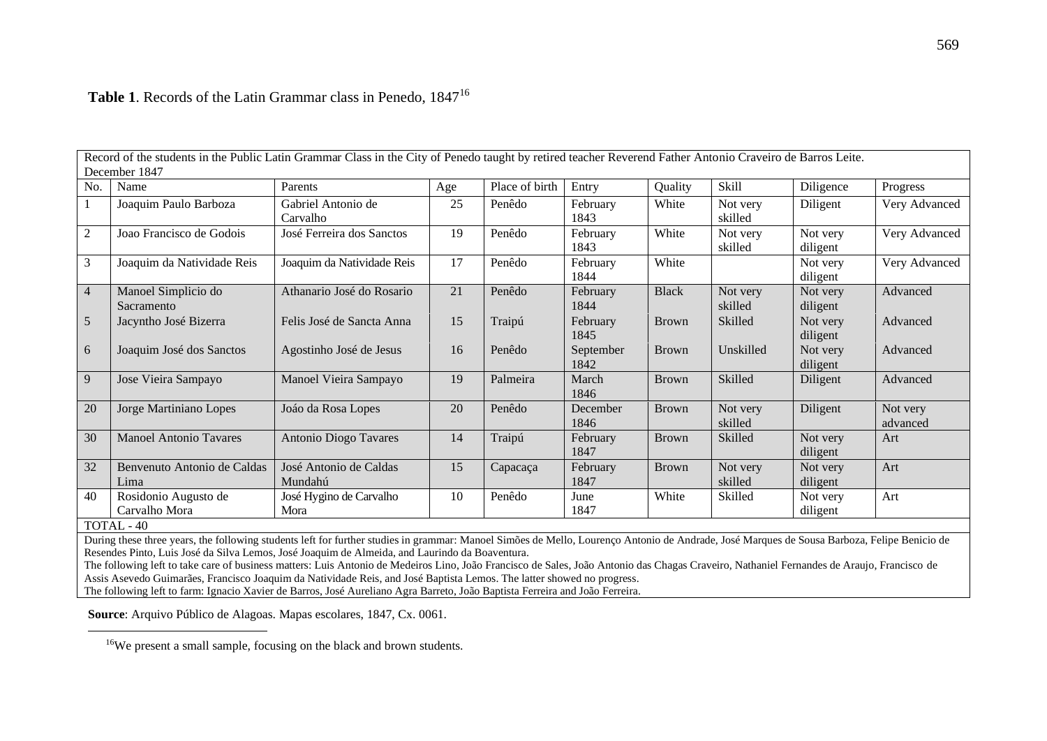**Table 1**. Records of the Latin Grammar class in Penedo, 1847[16]

| Record of the students in the Public Latin Grammar Class in the City of Penedo taught by retired teacher Reverend Father Antonio Craveiro de Barros Leite. December 1847 | | | | | | | | | |
|---|---|---|---|---|---|---|---|---|---|
| No. | Name | Parents | Age | Place of birth | Entry | Quality | Skill | Diligence | Progress |
| 1 | Joaquim Paulo Barboza | Gabriel Antonio de Carvalho | 25 | Penêdo | February 1843 | White | Not very skilled | Diligent | Very Advanced |
| 2 | Joao Francisco de Godois | José Ferreira dos Sanctos | 19 | Penêdo | February 1843 | White | Not very skilled | Not very diligent | Very Advanced |
| 3 | Joaquim da Natividade Reis | Joaquim da Natividade Reis | 17 | Penêdo | February 1844 | White | | Not very diligent | Very Advanced |
| 4 | Manoel Simplicio do Sacramento | Athanario José do Rosario | 21 | Penêdo | February 1844 | Black | Not very skilled | Not very diligent | Advanced |
| 5 | Jacyntho José Bizerra | Felis José de Sancta Anna | 15 | Traipú | February 1845 | Brown | Skilled | Not very diligent | Advanced |
| 6 | Joaquim José dos Sanctos | Agostinho José de Jesus | 16 | Penêdo | September 1842 | Brown | Unskilled | Not very diligent | Advanced |
| 9 | Jose Vieira Sampayo | Manoel Vieira Sampayo | 19 | Palmeira | March 1846 | Brown | Skilled | Diligent | Advanced |
| 20 | Jorge Martiniano Lopes | Joáo da Rosa Lopes | 20 | Penêdo | December 1846 | Brown | Not very skilled | Diligent | Not very advanced |
| 30 | Manoel Antonio Tavares | Antonio Diogo Tavares | 14 | Traipú | February 1847 | Brown | Skilled | Not very diligent | Art |
| 32 | Benvenuto Antonio de Caldas Lima | José Antonio de Caldas Mundahú | 15 | Capacaça | February 1847 | Brown | Not very skilled | Not very diligent | Art |
| 40 | Rosidonio Augusto de Carvalho Mora | José Hygino de Carvalho Mora | 10 | Penêdo | June 1847 | White | Skilled | Not very diligent | Art |
| TOTAL - 40 | | | | | | | | | |

During these three years, the following students left for further studies in grammar: Manoel Simões de Mello, Lourenço Antonio de Andrade, José Marques de Sousa Barboza, Felipe Benicio de Resendes Pinto, Luis José da Silva Lemos, José Joaquim de Almeida, and Laurindo da Boaventura.
The following left to take care of business matters: Luis Antonio de Medeiros Lino, João Francisco de Sales, João Antonio das Chagas Craveiro, Nathaniel Fernandes de Araujo, Francisco de Assis Asevedo Guimarães, Francisco Joaquim da Natividade Reis, and José Baptista Lemos. The latter showed no progress.
The following left to farm: Ignacio Xavier de Barros, José Aureliano Agra Barreto, João Baptista Ferreira and João Ferreira.

**Source**: Arquivo Público de Alagoas. Mapas escolares, 1847, Cx. 0061.

[16] We present a small sample, focusing on the black and brown students.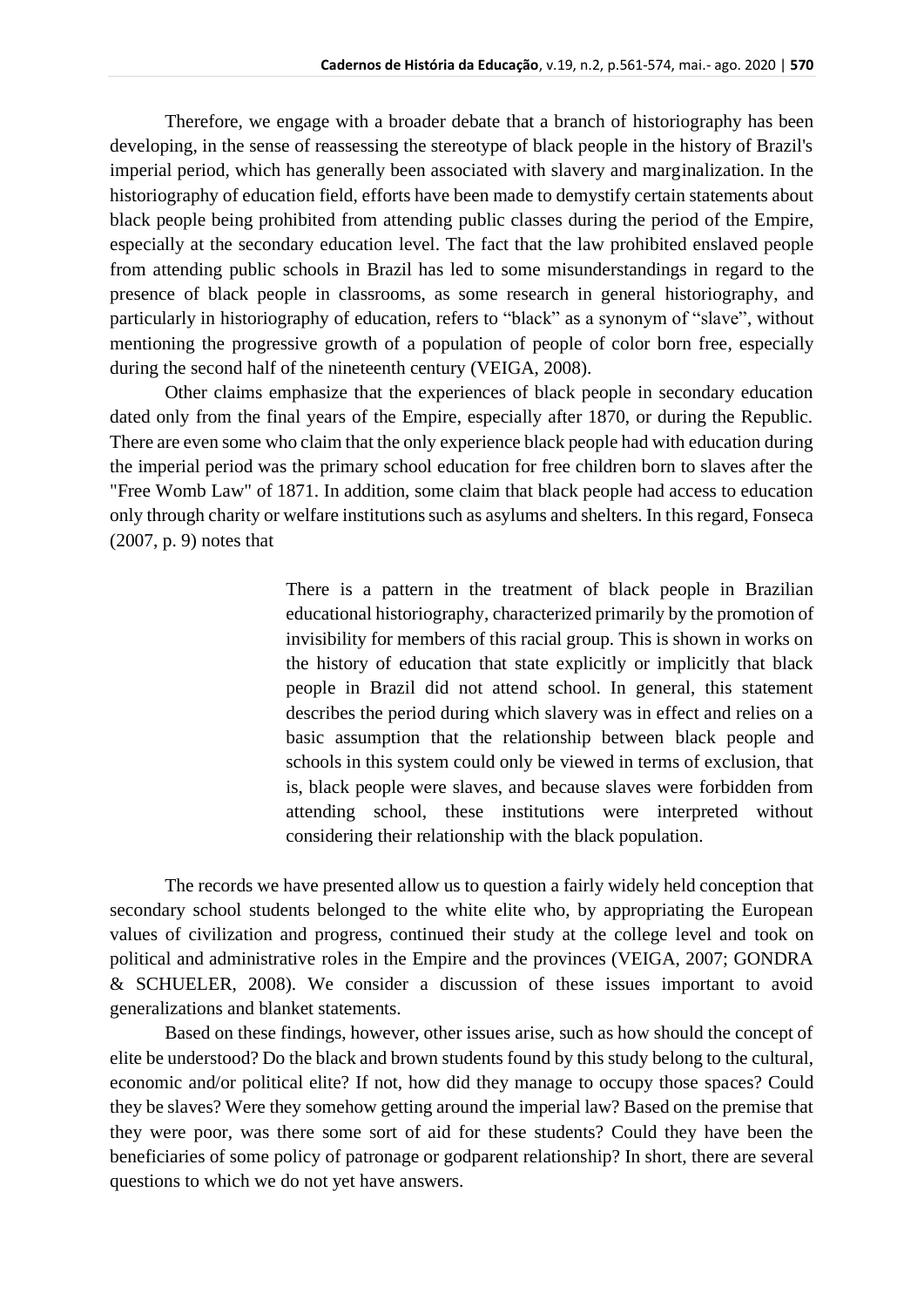Therefore, we engage with a broader debate that a branch of historiography has been developing, in the sense of reassessing the stereotype of black people in the history of Brazil's imperial period, which has generally been associated with slavery and marginalization. In the historiography of education field, efforts have been made to demystify certain statements about black people being prohibited from attending public classes during the period of the Empire, especially at the secondary education level. The fact that the law prohibited enslaved people from attending public schools in Brazil has led to some misunderstandings in regard to the presence of black people in classrooms, as some research in general historiography, and particularly in historiography of education, refers to "black" as a synonym of "slave", without mentioning the progressive growth of a population of people of color born free, especially during the second half of the nineteenth century (VEIGA, 2008).

Other claims emphasize that the experiences of black people in secondary education dated only from the final years of the Empire, especially after 1870, or during the Republic. There are even some who claim that the only experience black people had with education during the imperial period was the primary school education for free children born to slaves after the "Free Womb Law" of 1871. In addition, some claim that black people had access to education only through charity or welfare institutions such as asylums and shelters. In this regard, Fonseca (2007, p. 9) notes that

> There is a pattern in the treatment of black people in Brazilian educational historiography, characterized primarily by the promotion of invisibility for members of this racial group. This is shown in works on the history of education that state explicitly or implicitly that black people in Brazil did not attend school. In general, this statement describes the period during which slavery was in effect and relies on a basic assumption that the relationship between black people and schools in this system could only be viewed in terms of exclusion, that is, black people were slaves, and because slaves were forbidden from attending school, these institutions were interpreted without considering their relationship with the black population.

The records we have presented allow us to question a fairly widely held conception that secondary school students belonged to the white elite who, by appropriating the European values of civilization and progress, continued their study at the college level and took on political and administrative roles in the Empire and the provinces (VEIGA, 2007; GONDRA & SCHUELER, 2008). We consider a discussion of these issues important to avoid generalizations and blanket statements.

Based on these findings, however, other issues arise, such as how should the concept of elite be understood? Do the black and brown students found by this study belong to the cultural, economic and/or political elite? If not, how did they manage to occupy those spaces? Could they be slaves? Were they somehow getting around the imperial law? Based on the premise that they were poor, was there some sort of aid for these students? Could they have been the beneficiaries of some policy of patronage or godparent relationship? In short, there are several questions to which we do not yet have answers.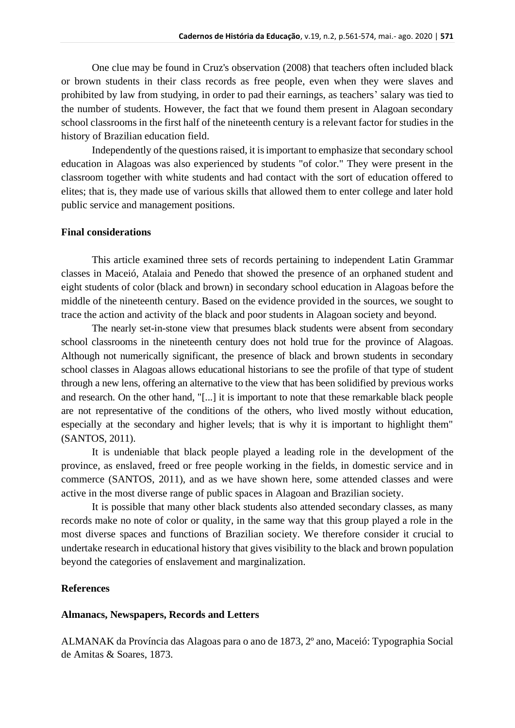One clue may be found in Cruz's observation (2008) that teachers often included black or brown students in their class records as free people, even when they were slaves and prohibited by law from studying, in order to pad their earnings, as teachers' salary was tied to the number of students. However, the fact that we found them present in Alagoan secondary school classrooms in the first half of the nineteenth century is a relevant factor for studies in the history of Brazilian education field.

Independently of the questions raised, it is important to emphasize that secondary school education in Alagoas was also experienced by students "of color." They were present in the classroom together with white students and had contact with the sort of education offered to elites; that is, they made use of various skills that allowed them to enter college and later hold public service and management positions.

## Final considerations

This article examined three sets of records pertaining to independent Latin Grammar classes in Maceió, Atalaia and Penedo that showed the presence of an orphaned student and eight students of color (black and brown) in secondary school education in Alagoas before the middle of the nineteenth century. Based on the evidence provided in the sources, we sought to trace the action and activity of the black and poor students in Alagoan society and beyond.

The nearly set-in-stone view that presumes black students were absent from secondary school classrooms in the nineteenth century does not hold true for the province of Alagoas. Although not numerically significant, the presence of black and brown students in secondary school classes in Alagoas allows educational historians to see the profile of that type of student through a new lens, offering an alternative to the view that has been solidified by previous works and research. On the other hand, "[...] it is important to note that these remarkable black people are not representative of the conditions of the others, who lived mostly without education, especially at the secondary and higher levels; that is why it is important to highlight them" (SANTOS, 2011).

It is undeniable that black people played a leading role in the development of the province, as enslaved, freed or free people working in the fields, in domestic service and in commerce (SANTOS, 2011), and as we have shown here, some attended classes and were active in the most diverse range of public spaces in Alagoan and Brazilian society.

It is possible that many other black students also attended secondary classes, as many records make no note of color or quality, in the same way that this group played a role in the most diverse spaces and functions of Brazilian society. We therefore consider it crucial to undertake research in educational history that gives visibility to the black and brown population beyond the categories of enslavement and marginalization.

## References

### Almanacs, Newspapers, Records and Letters

ALMANAK da Província das Alagoas para o ano de 1873, 2º ano, Maceió: Typographia Social de Amitas & Soares, 1873.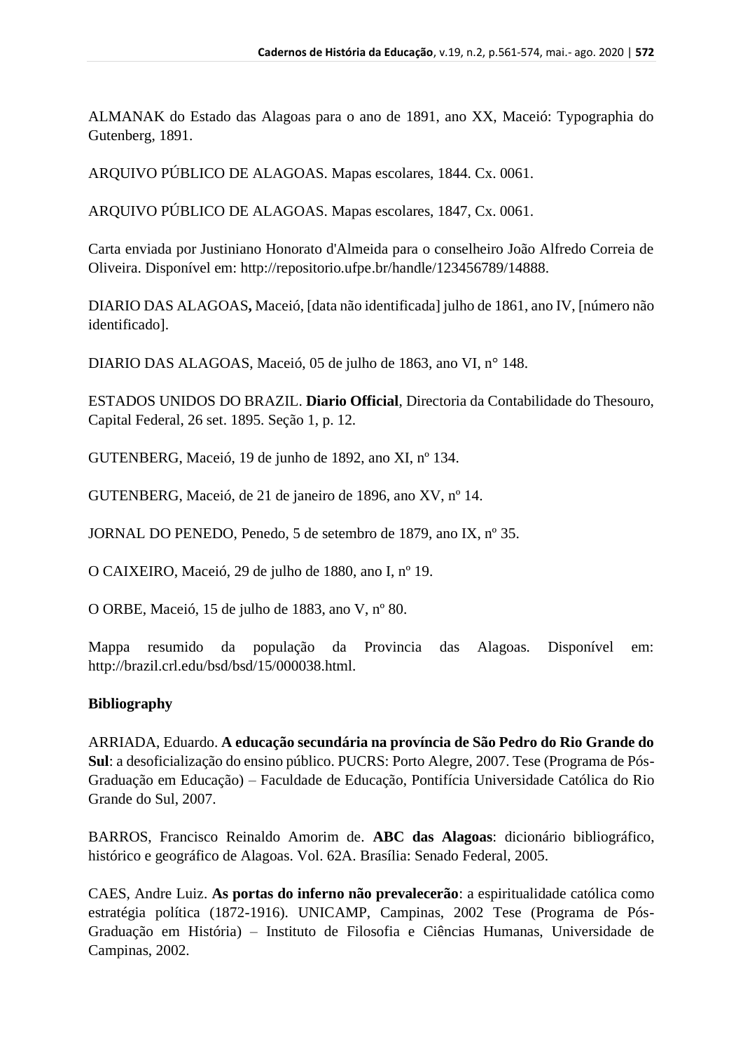ALMANAK do Estado das Alagoas para o ano de 1891, ano XX, Maceió: Typographia do Gutenberg, 1891.

ARQUIVO PÚBLICO DE ALAGOAS. Mapas escolares, 1844. Cx. 0061.

ARQUIVO PÚBLICO DE ALAGOAS. Mapas escolares, 1847, Cx. 0061.

Carta enviada por Justiniano Honorato d'Almeida para o conselheiro João Alfredo Correia de Oliveira. Disponível em: http://repositorio.ufpe.br/handle/123456789/14888.

DIARIO DAS ALAGOAS**,** Maceió, [data não identificada] julho de 1861, ano IV, [número não identificado].

DIARIO DAS ALAGOAS, Maceió, 05 de julho de 1863, ano VI, n° 148.

ESTADOS UNIDOS DO BRAZIL. **Diario Official**, Directoria da Contabilidade do Thesouro, Capital Federal, 26 set. 1895. Seção 1, p. 12.

GUTENBERG, Maceió, 19 de junho de 1892, ano XI, nº 134.

GUTENBERG, Maceió, de 21 de janeiro de 1896, ano XV, nº 14.

JORNAL DO PENEDO, Penedo, 5 de setembro de 1879, ano IX, nº 35.

O CAIXEIRO, Maceió, 29 de julho de 1880, ano I, nº 19.

O ORBE, Maceió, 15 de julho de 1883, ano V, nº 80.

Mappa resumido da população da Provincia das Alagoas. Disponível em: http://brazil.crl.edu/bsd/bsd/15/000038.html.

**Bibliography**

ARRIADA, Eduardo. **A educação secundária na província de São Pedro do Rio Grande do Sul**: a desoficialização do ensino público. PUCRS: Porto Alegre, 2007. Tese (Programa de Pós-Graduação em Educação) – Faculdade de Educação, Pontifícia Universidade Católica do Rio Grande do Sul, 2007.

BARROS, Francisco Reinaldo Amorim de. **ABC das Alagoas**: dicionário bibliográfico, histórico e geográfico de Alagoas. Vol. 62A. Brasília: Senado Federal, 2005.

CAES, Andre Luiz. **As portas do inferno não prevalecerão**: a espiritualidade católica como estratégia política (1872-1916). UNICAMP, Campinas, 2002 Tese (Programa de Pós-Graduação em História) – Instituto de Filosofia e Ciências Humanas, Universidade de Campinas, 2002.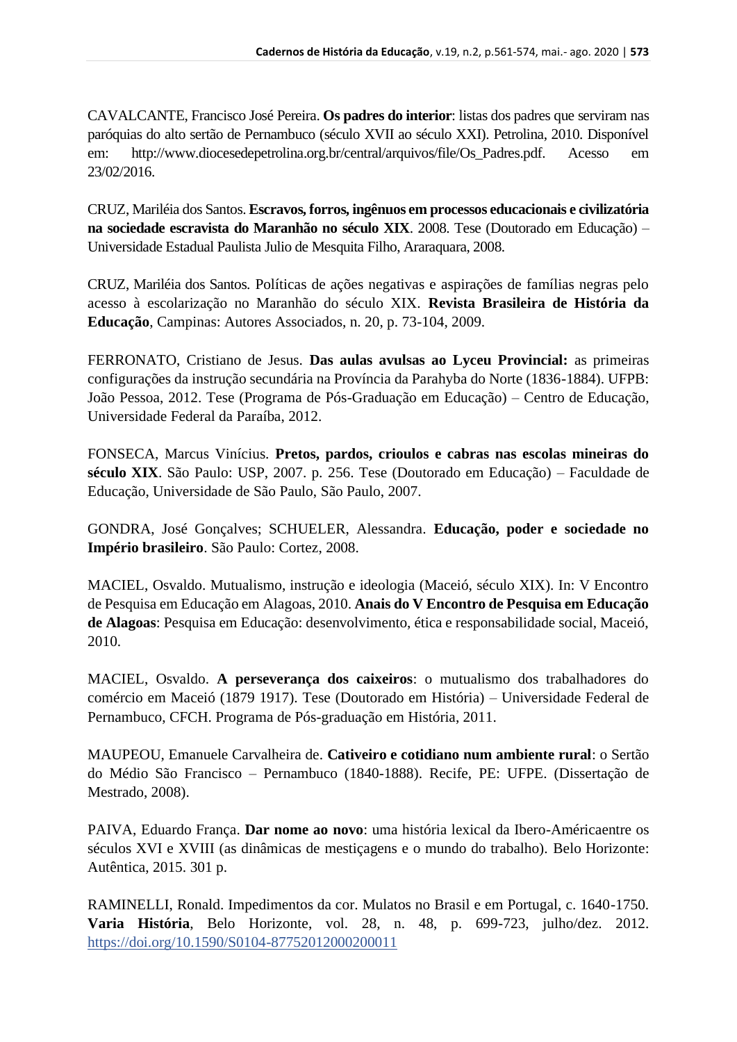CAVALCANTE, Francisco José Pereira. **Os padres do interior**: listas dos padres que serviram nas paróquias do alto sertão de Pernambuco (século XVII ao século XXI). Petrolina, 2010. Disponível em: http://www.diocesedepetrolina.org.br/central/arquivos/file/Os_Padres.pdf. Acesso em 23/02/2016.

CRUZ, Mariléia dos Santos. **Escravos, forros, ingênuos em processos educacionais e civilizatória na sociedade escravista do Maranhão no século XIX**. 2008. Tese (Doutorado em Educação) – Universidade Estadual Paulista Julio de Mesquita Filho, Araraquara, 2008.

CRUZ, Mariléia dos Santos. Políticas de ações negativas e aspirações de famílias negras pelo acesso à escolarização no Maranhão do século XIX. **Revista Brasileira de História da Educação**, Campinas: Autores Associados, n. 20, p. 73-104, 2009.

FERRONATO, Cristiano de Jesus. **Das aulas avulsas ao Lyceu Provincial:** as primeiras configurações da instrução secundária na Província da Parahyba do Norte (1836-1884). UFPB: João Pessoa, 2012. Tese (Programa de Pós-Graduação em Educação) – Centro de Educação, Universidade Federal da Paraíba, 2012.

FONSECA, Marcus Vinícius. **Pretos, pardos, crioulos e cabras nas escolas mineiras do século XIX**. São Paulo: USP, 2007. p. 256. Tese (Doutorado em Educação) – Faculdade de Educação, Universidade de São Paulo, São Paulo, 2007.

GONDRA, José Gonçalves; SCHUELER, Alessandra. **Educação, poder e sociedade no Império brasileiro**. São Paulo: Cortez, 2008.

MACIEL, Osvaldo. Mutualismo, instrução e ideologia (Maceió, século XIX). In: V Encontro de Pesquisa em Educação em Alagoas, 2010. **Anais do V Encontro de Pesquisa em Educação de Alagoas**: Pesquisa em Educação: desenvolvimento, ética e responsabilidade social, Maceió, 2010.

MACIEL, Osvaldo. **A perseverança dos caixeiros**: o mutualismo dos trabalhadores do comércio em Maceió (1879 1917). Tese (Doutorado em História) – Universidade Federal de Pernambuco, CFCH. Programa de Pós-graduação em História, 2011.

MAUPEOU, Emanuele Carvalheira de. **Cativeiro e cotidiano num ambiente rural**: o Sertão do Médio São Francisco – Pernambuco (1840-1888). Recife, PE: UFPE. (Dissertação de Mestrado, 2008).

PAIVA, Eduardo França. **Dar nome ao novo**: uma história lexical da Ibero-Américaentre os séculos XVI e XVIII (as dinâmicas de mestiçagens e o mundo do trabalho). Belo Horizonte: Autêntica, 2015. 301 p.

RAMINELLI, Ronald. Impedimentos da cor. Mulatos no Brasil e em Portugal, c. 1640-1750. **Varia História**, Belo Horizonte, vol. 28, n. 48, p. 699-723, julho/dez. 2012. https://doi.org/10.1590/S0104-87752012000200011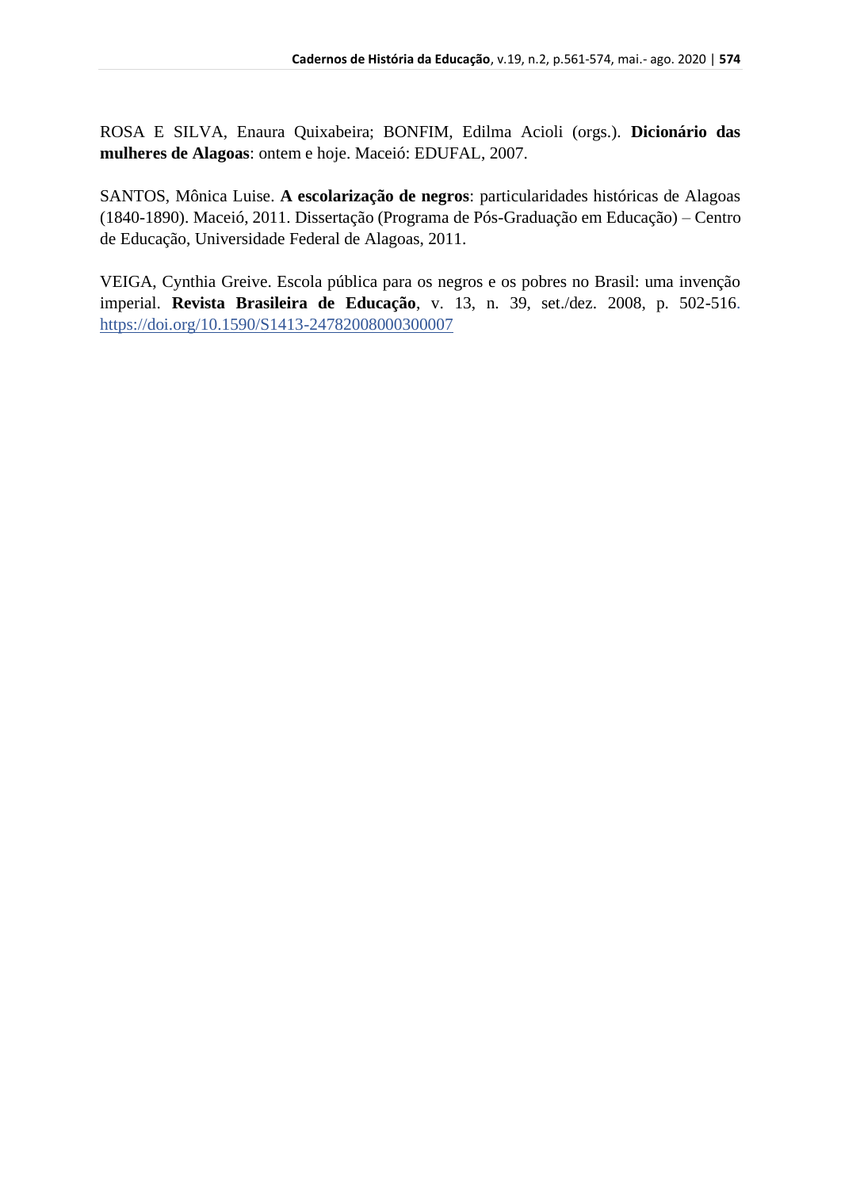ROSA E SILVA, Enaura Quixabeira; BONFIM, Edilma Acioli (orgs.). **Dicionário das mulheres de Alagoas**: ontem e hoje. Maceió: EDUFAL, 2007.

SANTOS, Mônica Luise. **A escolarização de negros**: particularidades históricas de Alagoas (1840-1890). Maceió, 2011. Dissertação (Programa de Pós-Graduação em Educação) – Centro de Educação, Universidade Federal de Alagoas, 2011.

VEIGA, Cynthia Greive. Escola pública para os negros e os pobres no Brasil: uma invenção imperial. **Revista Brasileira de Educação**, v. 13, n. 39, set./dez. 2008, p. 502-516. https://doi.org/10.1590/S1413-24782008000300007